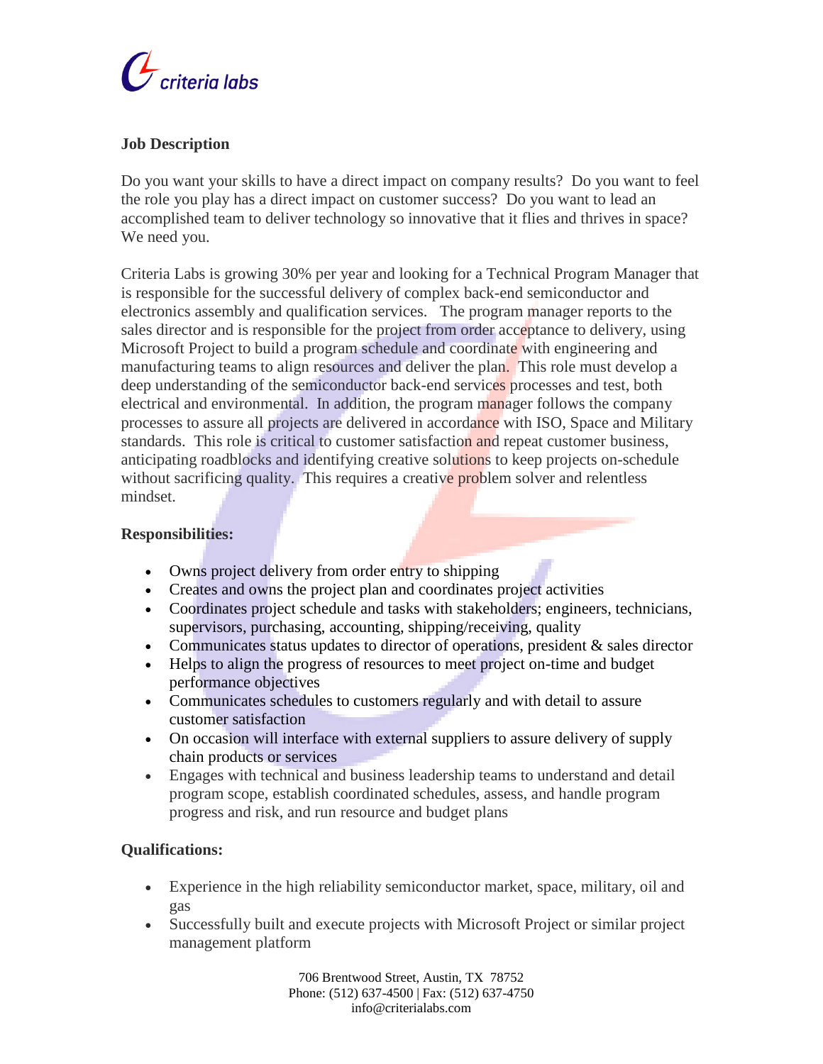criteria labs

## Job Description

Do you want your skills to have a direct impact on company results? Do you want to feel the role you play has a direct impact on customer success? Do you want to lead an accomplished team to deliver technology so innovative that it flies and thrives in space? We need you.

Criteria Labs is growing 30% per year and looking for a Technical Program Manager that is responsible for the successful delivery of complex back-end semiconductor and electronics assembly and qualification services. The program manager reports to the sales director and is responsible for the project from order acceptance to delivery, using Microsoft Project to build a program schedule and coordinate with engineering and manufacturing teams to align resources and deliver the plan. This role must develop a deep understanding of the semiconductor back-end services processes and test, both electrical and environmental. In addition, the program manager follows the company processes to assure all projects are delivered in accordance with ISO, Space and Military standards. This role is critical to customer satisfaction and repeat customer business, anticipating roadblocks and identifying creative solutions to keep projects on-schedule without sacrificing quality. This requires a creative problem solver and relentless mindset.

### Responsibilities:

- Owns project delivery from order entry to shipping
- Creates and owns the project plan and coordinates project activities
- Coordinates project schedule and tasks with stakeholders; engineers, technicians, supervisors, purchasing, accounting, shipping/receiving, quality
- Communicates status updates to director of operations, president & sales director
- Helps to align the progress of resources to meet project on-time and budget performance objectives
- Communicates schedules to customers regularly and with detail to assure customer satisfaction
- On occasion will interface with external suppliers to assure delivery of supply chain products or services
- Engages with technical and business leadership teams to understand and detail program scope, establish coordinated schedules, assess, and handle program progress and risk, and run resource and budget plans

### Qualifications:

- Experience in the high reliability semiconductor market, space, military, oil and gas
- Successfully built and execute projects with Microsoft Project or similar project management platform

706 Brentwood Street, Austin, TX 78752
Phone: (512) 637-4500 | Fax: (512) 637-4750
info@criterialabs.com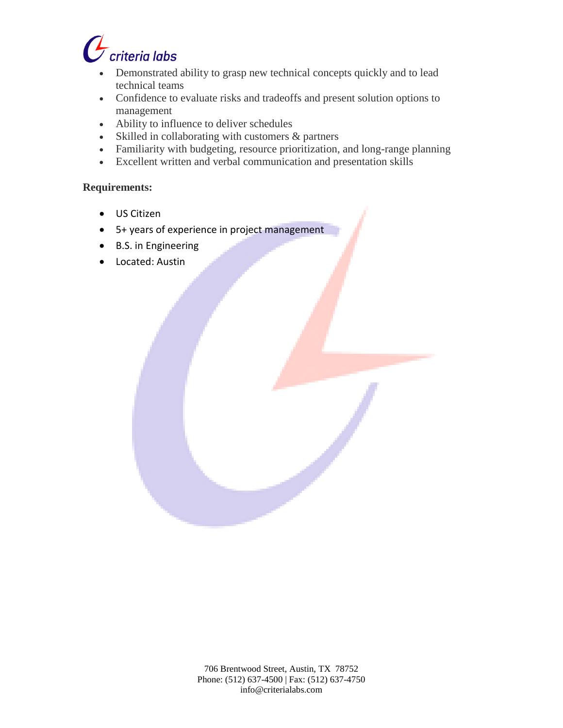- Demonstrated ability to grasp new technical concepts quickly and to lead technical teams
- Confidence to evaluate risks and tradeoffs and present solution options to management
- Ability to influence to deliver schedules
- Skilled in collaborating with customers & partners
- Familiarity with budgeting, resource prioritization, and long-range planning
- Excellent written and verbal communication and presentation skills

**Requirements:**

- US Citizen
- 5+ years of experience in project management
- B.S. in Engineering
- Located: Austin